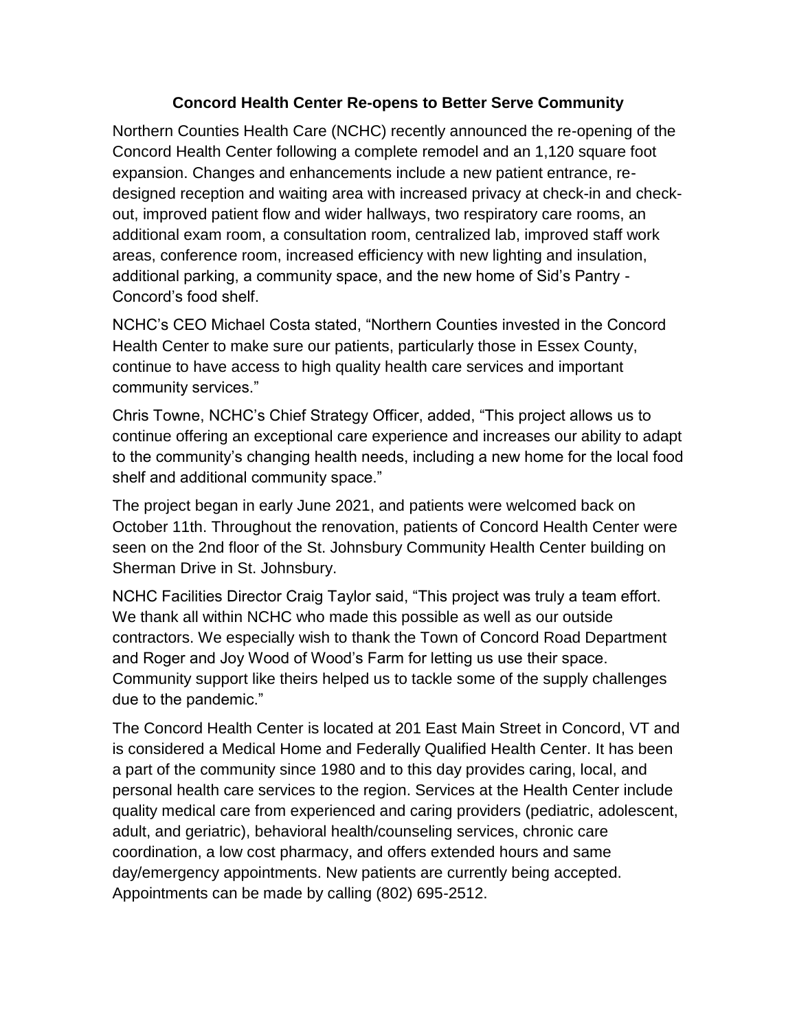# Concord Health Center Re-opens to Better Serve Community

Northern Counties Health Care (NCHC) recently announced the re-opening of the Concord Health Center following a complete remodel and an 1,120 square foot expansion. Changes and enhancements include a new patient entrance, re-designed reception and waiting area with increased privacy at check-in and check-out, improved patient flow and wider hallways, two respiratory care rooms, an additional exam room, a consultation room, centralized lab, improved staff work areas, conference room, increased efficiency with new lighting and insulation, additional parking, a community space, and the new home of Sid's Pantry - Concord's food shelf.

NCHC's CEO Michael Costa stated, "Northern Counties invested in the Concord Health Center to make sure our patients, particularly those in Essex County, continue to have access to high quality health care services and important community services."

Chris Towne, NCHC's Chief Strategy Officer, added, "This project allows us to continue offering an exceptional care experience and increases our ability to adapt to the community's changing health needs, including a new home for the local food shelf and additional community space."

The project began in early June 2021, and patients were welcomed back on October 11th. Throughout the renovation, patients of Concord Health Center were seen on the 2nd floor of the St. Johnsbury Community Health Center building on Sherman Drive in St. Johnsbury.

NCHC Facilities Director Craig Taylor said, "This project was truly a team effort. We thank all within NCHC who made this possible as well as our outside contractors. We especially wish to thank the Town of Concord Road Department and Roger and Joy Wood of Wood's Farm for letting us use their space. Community support like theirs helped us to tackle some of the supply challenges due to the pandemic."

The Concord Health Center is located at 201 East Main Street in Concord, VT and is considered a Medical Home and Federally Qualified Health Center. It has been a part of the community since 1980 and to this day provides caring, local, and personal health care services to the region. Services at the Health Center include quality medical care from experienced and caring providers (pediatric, adolescent, adult, and geriatric), behavioral health/counseling services, chronic care coordination, a low cost pharmacy, and offers extended hours and same day/emergency appointments. New patients are currently being accepted. Appointments can be made by calling (802) 695-2512.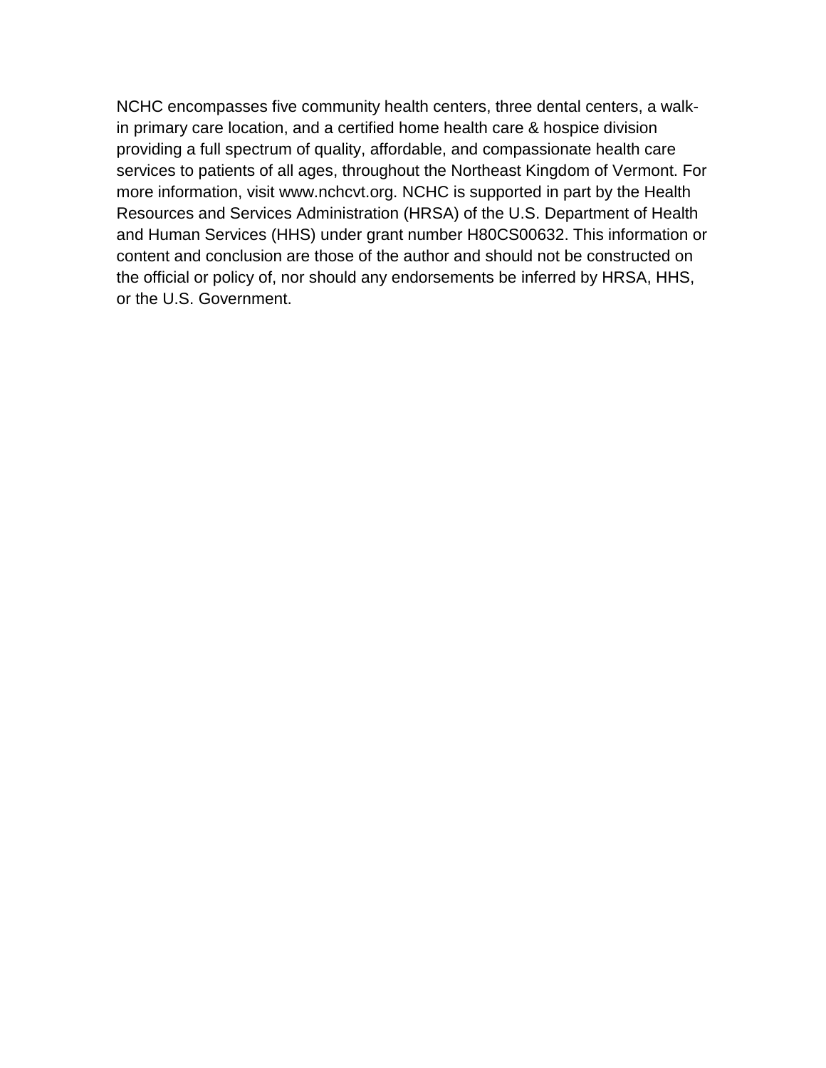NCHC encompasses five community health centers, three dental centers, a walk-in primary care location, and a certified home health care & hospice division providing a full spectrum of quality, affordable, and compassionate health care services to patients of all ages, throughout the Northeast Kingdom of Vermont. For more information, visit www.nchcvt.org. NCHC is supported in part by the Health Resources and Services Administration (HRSA) of the U.S. Department of Health and Human Services (HHS) under grant number H80CS00632. This information or content and conclusion are those of the author and should not be constructed on the official or policy of, nor should any endorsements be inferred by HRSA, HHS, or the U.S. Government.